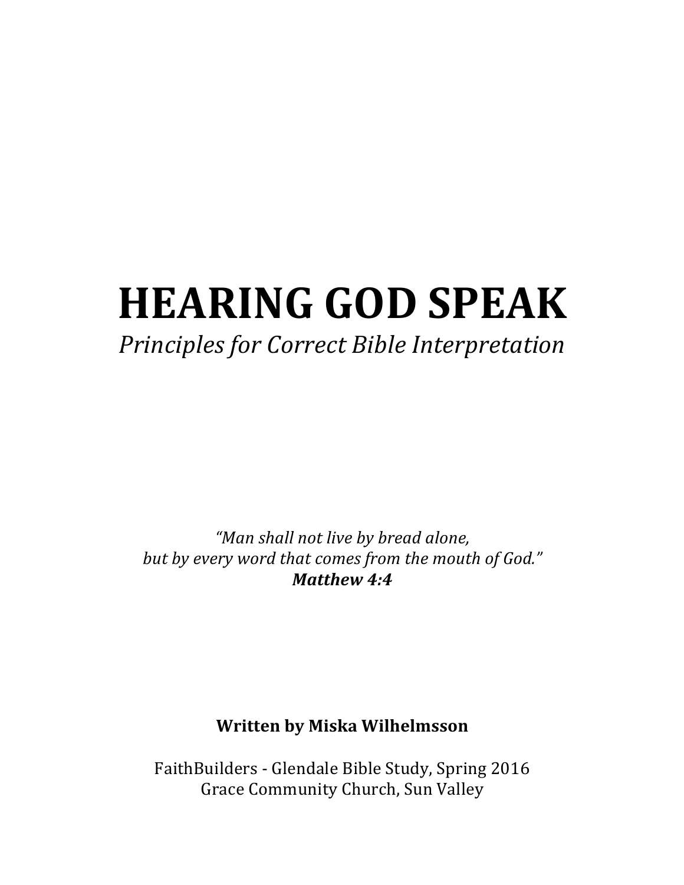# HEARING GOD SPEAK

*Principles for Correct Bible Interpretation*

*"Man shall not live by bread alone,*
*but by every word that comes from the mouth of God."*
***Matthew 4:4***

**Written by Miska Wilhelmsson**

FaithBuilders - Glendale Bible Study, Spring 2016
Grace Community Church, Sun Valley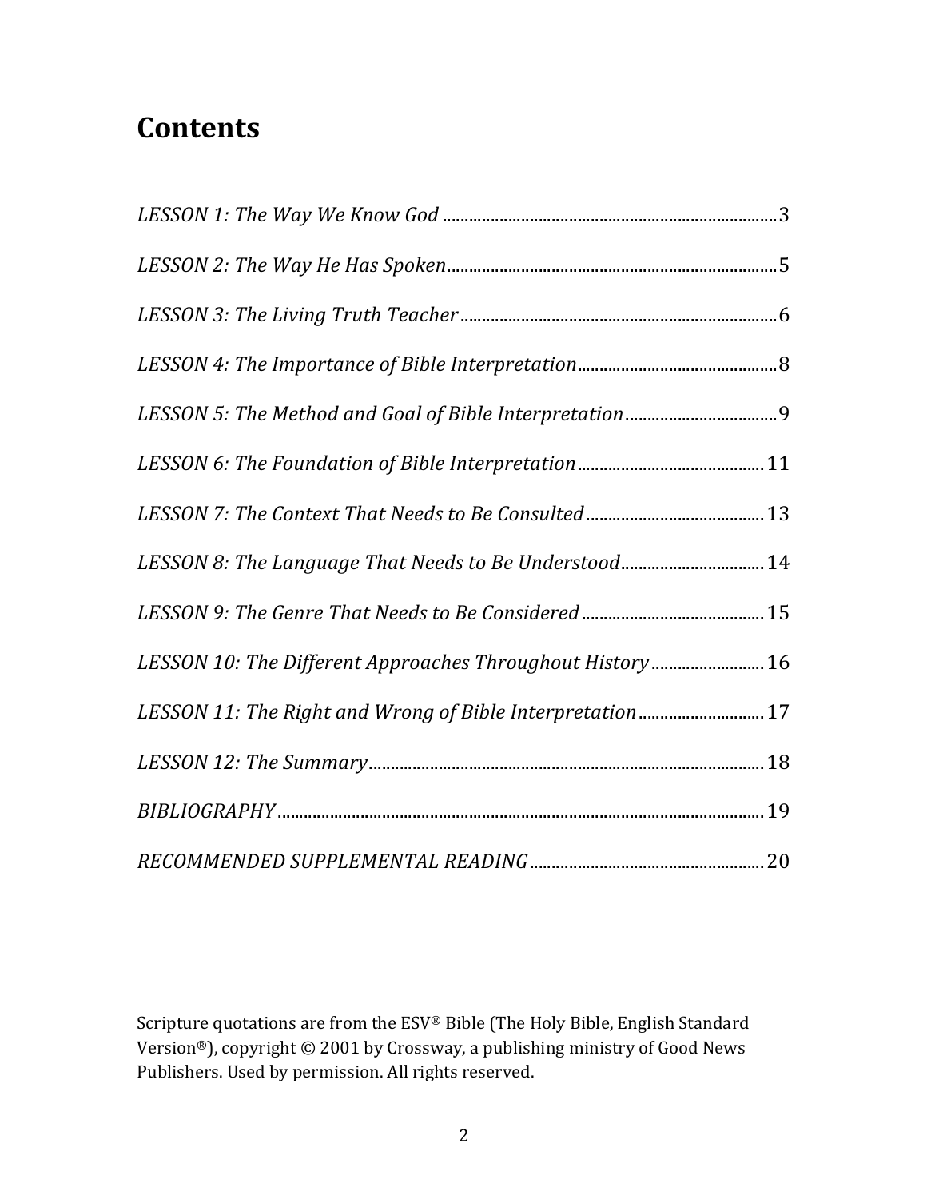# Contents

*LESSON 1: The Way We Know God* .......... 3

*LESSON 2: The Way He Has Spoken* .......... 5

*LESSON 3: The Living Truth Teacher* .......... 6

*LESSON 4: The Importance of Bible Interpretation* .......... 8

*LESSON 5: The Method and Goal of Bible Interpretation* .......... 9

*LESSON 6: The Foundation of Bible Interpretation* .......... 11

*LESSON 7: The Context That Needs to Be Consulted* .......... 13

*LESSON 8: The Language That Needs to Be Understood* .......... 14

*LESSON 9: The Genre That Needs to Be Considered* .......... 15

*LESSON 10: The Different Approaches Throughout History* .......... 16

*LESSON 11: The Right and Wrong of Bible Interpretation* .......... 17

*LESSON 12: The Summary* .......... 18

*BIBLIOGRAPHY* .......... 19

*RECOMMENDED SUPPLEMENTAL READING* .......... 20

Scripture quotations are from the ESV® Bible (The Holy Bible, English Standard Version®), copyright © 2001 by Crossway, a publishing ministry of Good News Publishers. Used by permission. All rights reserved.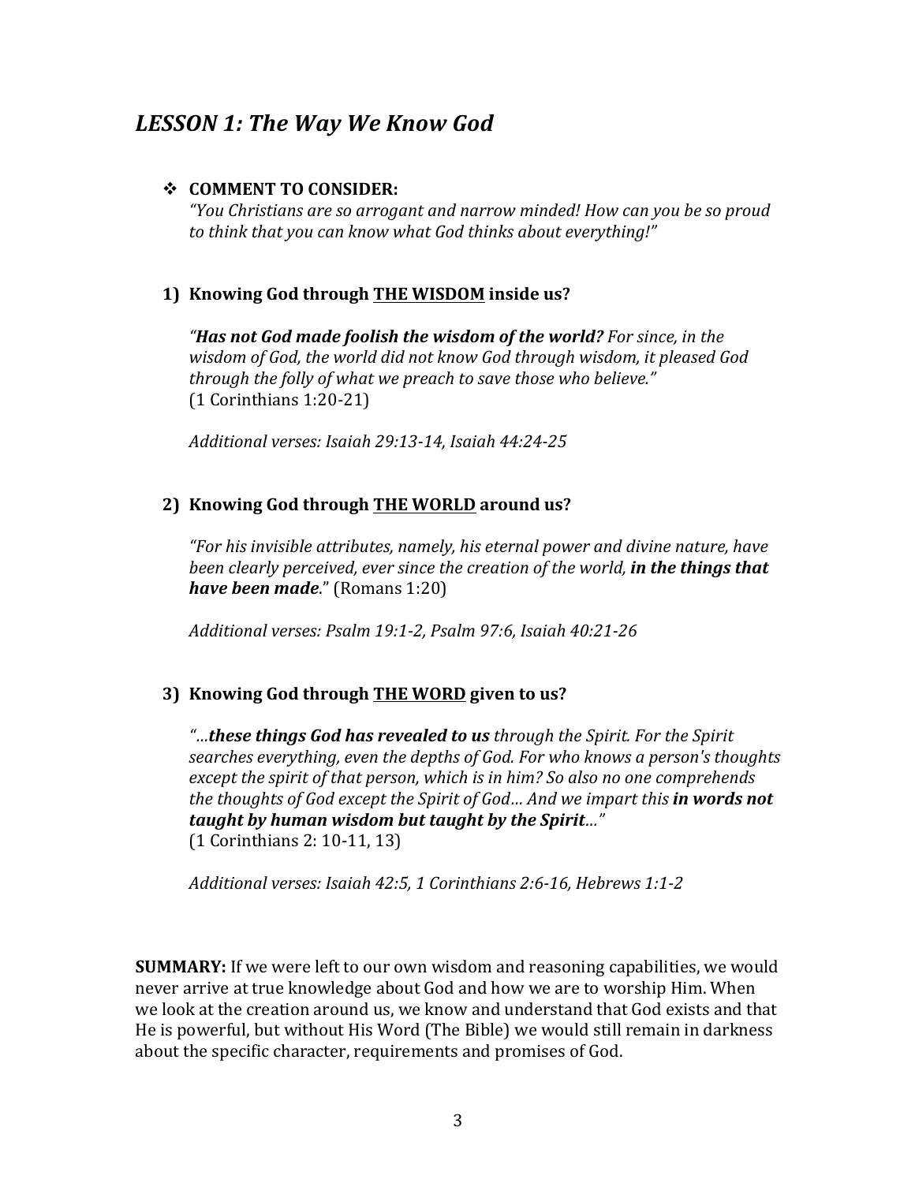## *LESSON 1: The Way We Know God*

- **COMMENT TO CONSIDER:**
  *"You Christians are so arrogant and narrow minded! How can you be so proud to think that you can know what God thinks about everything!"*

### 1) Knowing God through <u>THE WISDOM</u> inside us?

*"**Has not God made foolish the wisdom of the world?** For since, in the wisdom of God, the world did not know God through wisdom, it pleased God through the folly of what we preach to save those who believe."*
(1 Corinthians 1:20-21)

*Additional verses: Isaiah 29:13-14, Isaiah 44:24-25*

### 2) Knowing God through <u>THE WORLD</u> around us?

*"For his invisible attributes, namely, his eternal power and divine nature, have been clearly perceived, ever since the creation of the world, **in the things that have been made**."* (Romans 1:20)

*Additional verses: Psalm 19:1-2, Psalm 97:6, Isaiah 40:21-26*

### 3) Knowing God through <u>THE WORD</u> given to us?

*"…**these things God has revealed to us** through the Spirit. For the Spirit searches everything, even the depths of God. For who knows a person's thoughts except the spirit of that person, which is in him? So also no one comprehends the thoughts of God except the Spirit of God… And we impart this **in words not taught by human wisdom but taught by the Spirit**…"*
(1 Corinthians 2: 10-11, 13)

*Additional verses: Isaiah 42:5, 1 Corinthians 2:6-16, Hebrews 1:1-2*

**SUMMARY:** If we were left to our own wisdom and reasoning capabilities, we would never arrive at true knowledge about God and how we are to worship Him. When we look at the creation around us, we know and understand that God exists and that He is powerful, but without His Word (The Bible) we would still remain in darkness about the specific character, requirements and promises of God.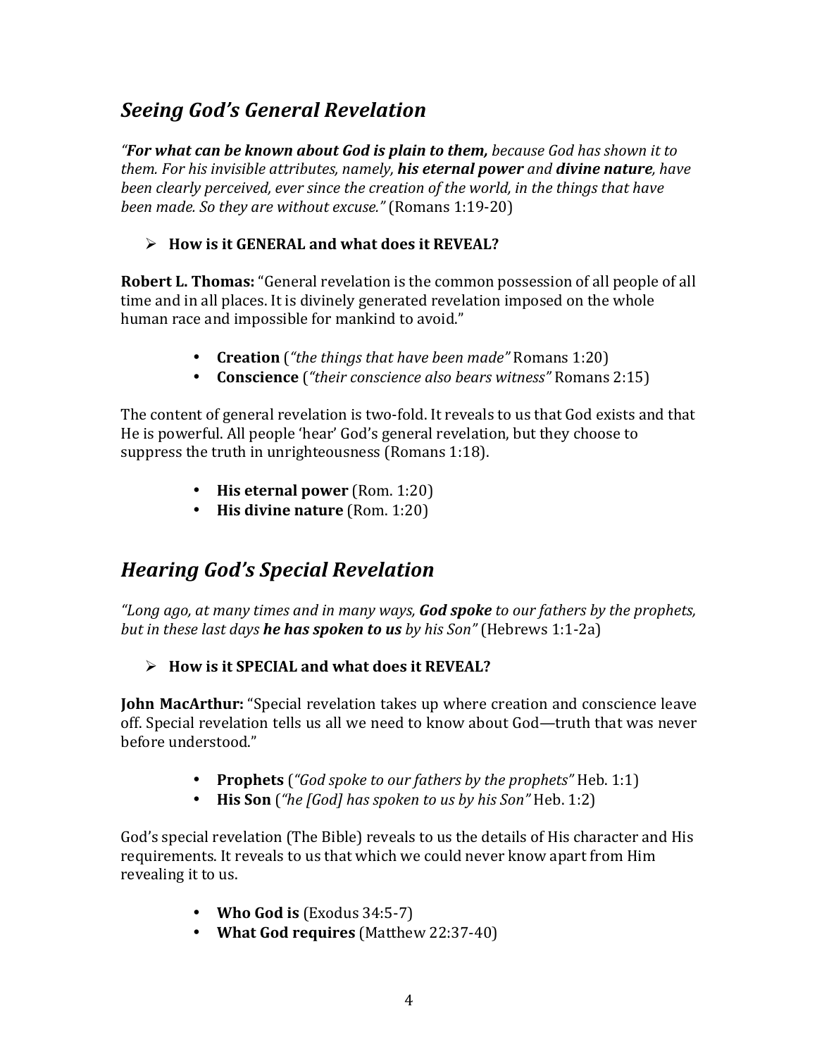## *Seeing God's General Revelation*

*"**For what can be known about God is plain to them,** because God has shown it to them. For his invisible attributes, namely, **his eternal power** and **divine nature**, have been clearly perceived, ever since the creation of the world, in the things that have been made. So they are without excuse."* (Romans 1:19-20)

- **How is it GENERAL and what does it REVEAL?**

**Robert L. Thomas:** "General revelation is the common possession of all people of all time and in all places. It is divinely generated revelation imposed on the whole human race and impossible for mankind to avoid."

- **Creation** (*"the things that have been made"* Romans 1:20)
- **Conscience** (*"their conscience also bears witness"* Romans 2:15)

The content of general revelation is two-fold. It reveals to us that God exists and that He is powerful. All people 'hear' God's general revelation, but they choose to suppress the truth in unrighteousness (Romans 1:18).

- **His eternal power** (Rom. 1:20)
- **His divine nature** (Rom. 1:20)

## *Hearing God's Special Revelation*

*"Long ago, at many times and in many ways, **God spoke** to our fathers by the prophets, but in these last days **he has spoken to us** by his Son"* (Hebrews 1:1-2a)

- **How is it SPECIAL and what does it REVEAL?**

**John MacArthur:** "Special revelation takes up where creation and conscience leave off. Special revelation tells us all we need to know about God—truth that was never before understood."

- **Prophets** (*"God spoke to our fathers by the prophets"* Heb. 1:1)
- **His Son** (*"he [God] has spoken to us by his Son"* Heb. 1:2)

God's special revelation (The Bible) reveals to us the details of His character and His requirements. It reveals to us that which we could never know apart from Him revealing it to us.

- **Who God is** (Exodus 34:5-7)
- **What God requires** (Matthew 22:37-40)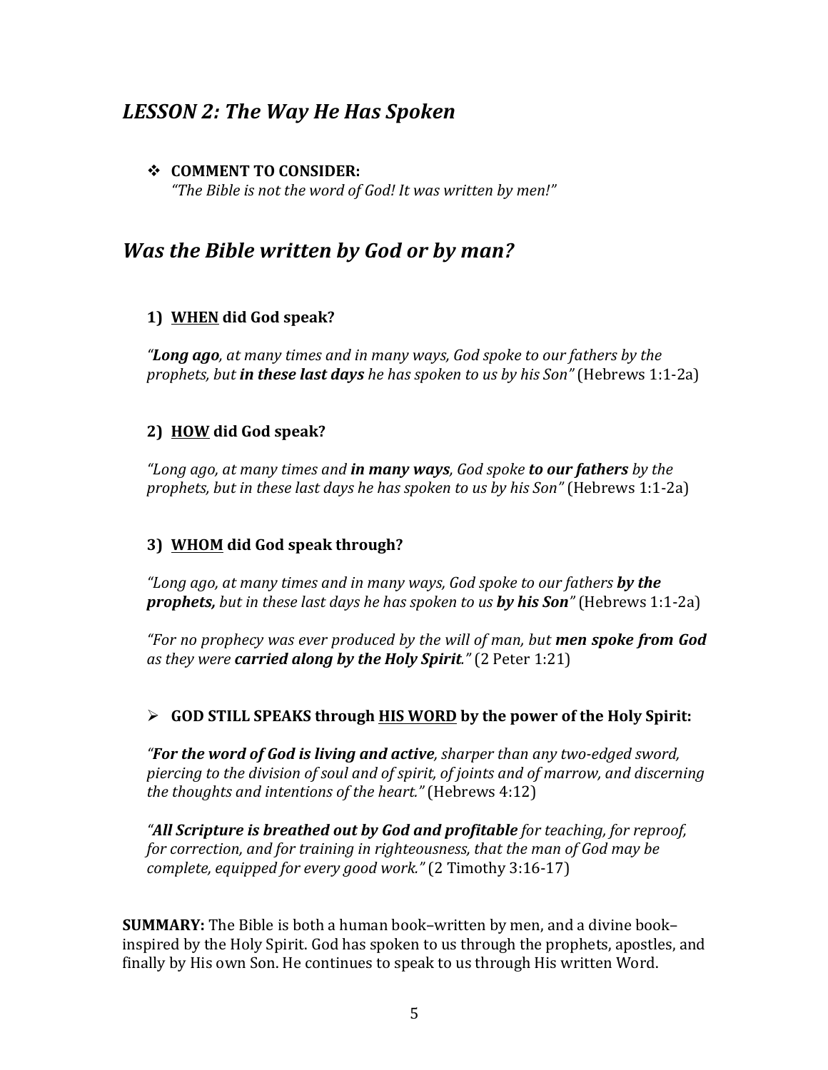## *LESSON 2: The Way He Has Spoken*

- **COMMENT TO CONSIDER:**
  *"The Bible is not the word of God! It was written by men!"*

## *Was the Bible written by God or by man?*

### 1) <u>WHEN</u> did God speak?

*"**Long ago**, at many times and in many ways, God spoke to our fathers by the prophets, but **in these last days** he has spoken to us by his Son"* (Hebrews 1:1-2a)

### 2) <u>HOW</u> did God speak?

*"Long ago, at many times and **in many ways**, God spoke **to our fathers** by the prophets, but in these last days he has spoken to us by his Son"* (Hebrews 1:1-2a)

### 3) <u>WHOM</u> did God speak through?

*"Long ago, at many times and in many ways, God spoke to our fathers **by the prophets,** but in these last days he has spoken to us **by his Son**"* (Hebrews 1:1-2a)

*"For no prophecy was ever produced by the will of man, but **men spoke from God** as they were **carried along by the Holy Spirit**."* (2 Peter 1:21)

- **GOD STILL SPEAKS through <u>HIS WORD</u> by the power of the Holy Spirit:**

*"**For the word of God is living and active**, sharper than any two-edged sword, piercing to the division of soul and of spirit, of joints and of marrow, and discerning the thoughts and intentions of the heart."* (Hebrews 4:12)

*"**All Scripture is breathed out by God and profitable** for teaching, for reproof, for correction, and for training in righteousness, that the man of God may be complete, equipped for every good work."* (2 Timothy 3:16-17)

**SUMMARY:** The Bible is both a human book–written by men, and a divine book–inspired by the Holy Spirit. God has spoken to us through the prophets, apostles, and finally by His own Son. He continues to speak to us through His written Word.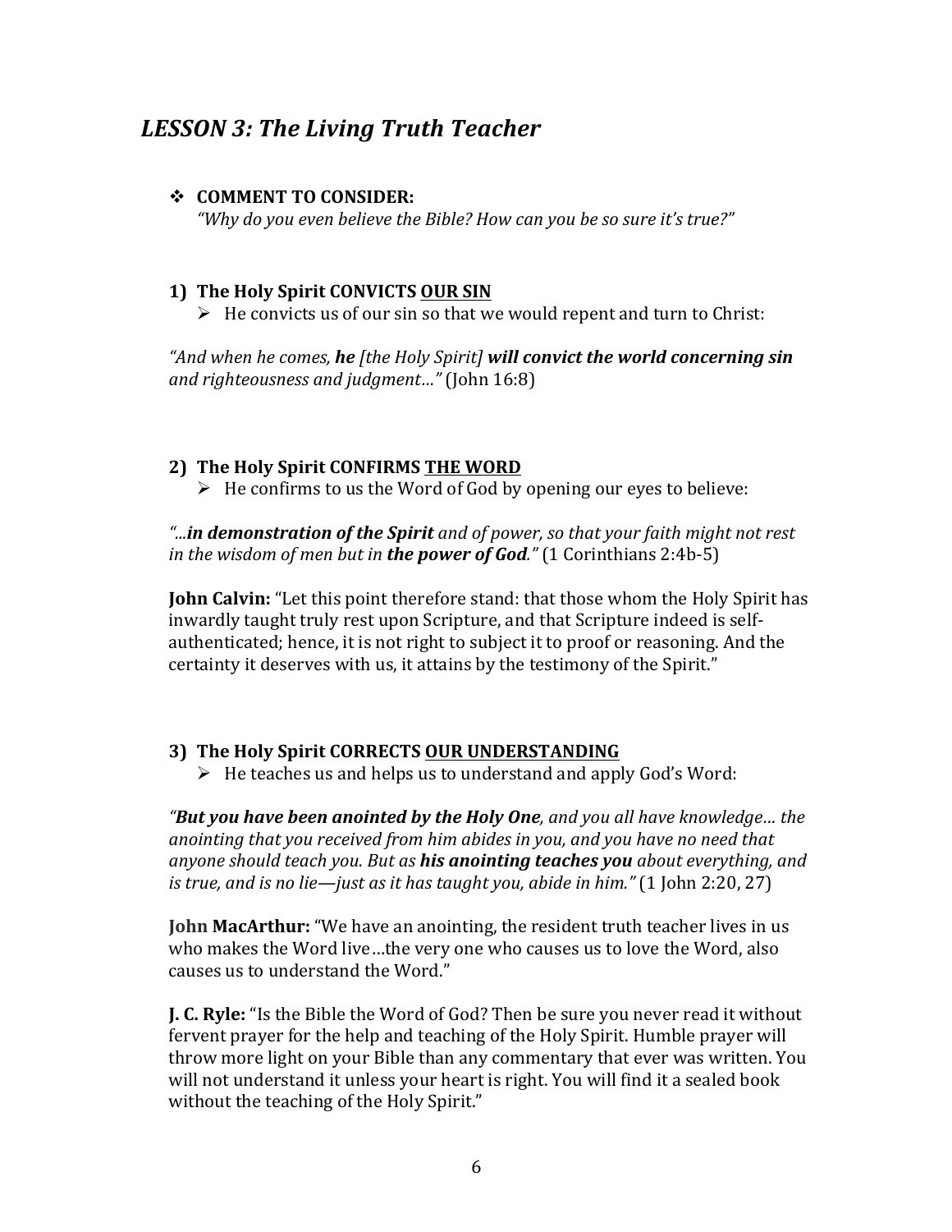## *LESSON 3: The Living Truth Teacher*

❖ **COMMENT TO CONSIDER:**
*"Why do you even believe the Bible? How can you be so sure it's true?"*

### 1) The Holy Spirit CONVICTS <u>OUR SIN</u>

➢ He convicts us of our sin so that we would repent and turn to Christ:

*"And when he comes, **he** [the Holy Spirit] **will convict the world concerning sin** and righteousness and judgment…"* (John 16:8)

### 2) The Holy Spirit CONFIRMS <u>THE WORD</u>

➢ He confirms to us the Word of God by opening our eyes to believe:

*"…**in demonstration of the Spirit** and of power, so that your faith might not rest in the wisdom of men but in **the power of God**."* (1 Corinthians 2:4b-5)

**John Calvin:** "Let this point therefore stand: that those whom the Holy Spirit has inwardly taught truly rest upon Scripture, and that Scripture indeed is self-authenticated; hence, it is not right to subject it to proof or reasoning. And the certainty it deserves with us, it attains by the testimony of the Spirit."

### 3) The Holy Spirit CORRECTS <u>OUR UNDERSTANDING</u>

➢ He teaches us and helps us to understand and apply God's Word:

*"**But you have been anointed by the Holy One**, and you all have knowledge… the anointing that you received from him abides in you, and you have no need that anyone should teach you. But as **his anointing teaches you** about everything, and is true, and is no lie—just as it has taught you, abide in him."* (1 John 2:20, 27)

**John MacArthur:** "We have an anointing, the resident truth teacher lives in us who makes the Word live…the very one who causes us to love the Word, also causes us to understand the Word."

**J. C. Ryle:** "Is the Bible the Word of God? Then be sure you never read it without fervent prayer for the help and teaching of the Holy Spirit. Humble prayer will throw more light on your Bible than any commentary that ever was written. You will not understand it unless your heart is right. You will find it a sealed book without the teaching of the Holy Spirit."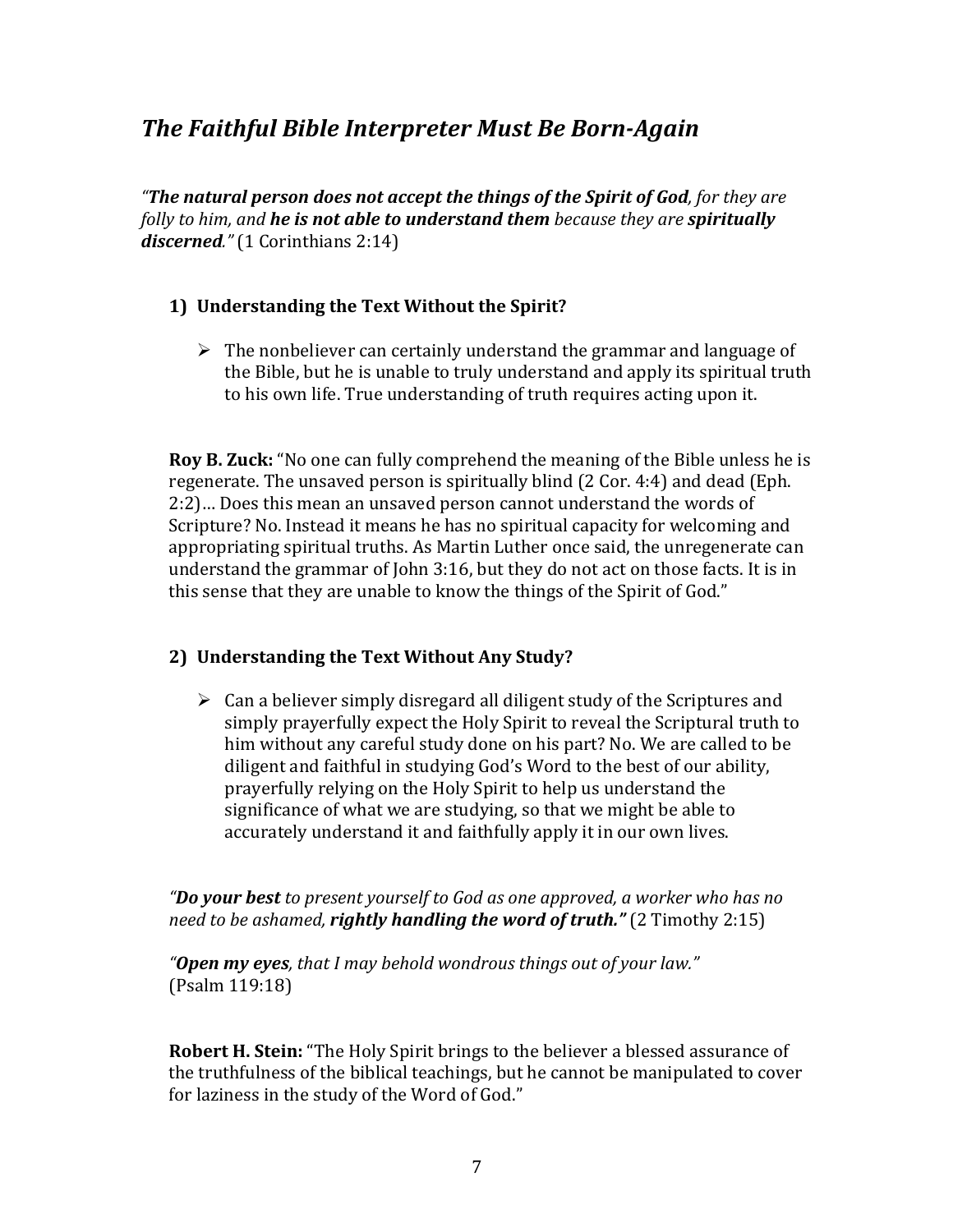## *The Faithful Bible Interpreter Must Be Born-Again*

*"**The natural person does not accept the things of the Spirit of God**, for they are folly to him, and **he is not able to understand them** because they are **spiritually discerned**."* (1 Corinthians 2:14)

### 1) Understanding the Text Without the Spirit?

- The nonbeliever can certainly understand the grammar and language of the Bible, but he is unable to truly understand and apply its spiritual truth to his own life. True understanding of truth requires acting upon it.

**Roy B. Zuck:** "No one can fully comprehend the meaning of the Bible unless he is regenerate. The unsaved person is spiritually blind (2 Cor. 4:4) and dead (Eph. 2:2)… Does this mean an unsaved person cannot understand the words of Scripture? No. Instead it means he has no spiritual capacity for welcoming and appropriating spiritual truths. As Martin Luther once said, the unregenerate can understand the grammar of John 3:16, but they do not act on those facts. It is in this sense that they are unable to know the things of the Spirit of God."

### 2) Understanding the Text Without Any Study?

- Can a believer simply disregard all diligent study of the Scriptures and simply prayerfully expect the Holy Spirit to reveal the Scriptural truth to him without any careful study done on his part? No. We are called to be diligent and faithful in studying God's Word to the best of our ability, prayerfully relying on the Holy Spirit to help us understand the significance of what we are studying, so that we might be able to accurately understand it and faithfully apply it in our own lives.

*"**Do your best** to present yourself to God as one approved, a worker who has no need to be ashamed, **rightly handling the word of truth.**"* (2 Timothy 2:15)

*"**Open my eyes**, that I may behold wondrous things out of your law."* (Psalm 119:18)

**Robert H. Stein:** "The Holy Spirit brings to the believer a blessed assurance of the truthfulness of the biblical teachings, but he cannot be manipulated to cover for laziness in the study of the Word of God."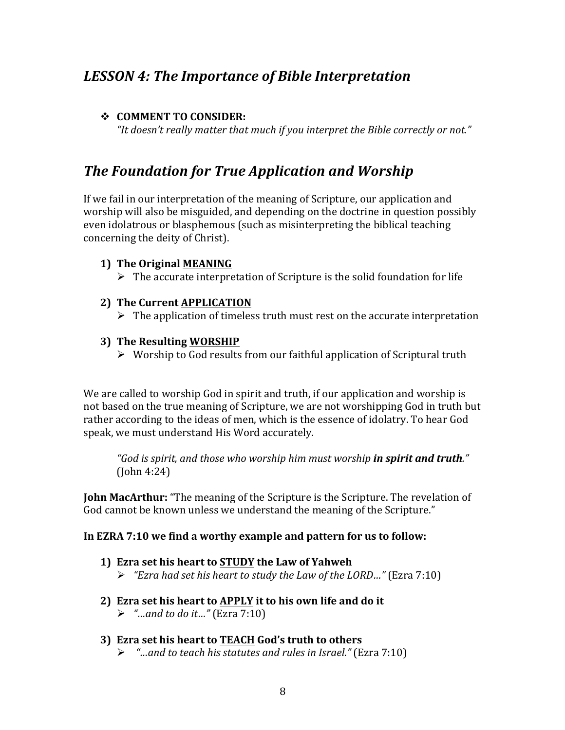## *LESSON 4: The Importance of Bible Interpretation*

- **COMMENT TO CONSIDER:**
  *"It doesn't really matter that much if you interpret the Bible correctly or not."*

## *The Foundation for True Application and Worship*

If we fail in our interpretation of the meaning of Scripture, our application and worship will also be misguided, and depending on the doctrine in question possibly even idolatrous or blasphemous (such as misinterpreting the biblical teaching concerning the deity of Christ).

1) **The Original <u>MEANING</u>**
   - The accurate interpretation of Scripture is the solid foundation for life
2) **The Current <u>APPLICATION</u>**
   - The application of timeless truth must rest on the accurate interpretation
3) **The Resulting <u>WORSHIP</u>**
   - Worship to God results from our faithful application of Scriptural truth

We are called to worship God in spirit and truth, if our application and worship is not based on the true meaning of Scripture, we are not worshipping God in truth but rather according to the ideas of men, which is the essence of idolatry. To hear God speak, we must understand His Word accurately.

> *"God is spirit, and those who worship him must worship **in spirit and truth**."* (John 4:24)

**John MacArthur:** "The meaning of the Scripture is the Scripture. The revelation of God cannot be known unless we understand the meaning of the Scripture."

**In EZRA 7:10 we find a worthy example and pattern for us to follow:**

1) **Ezra set his heart to <u>STUDY</u> the Law of Yahweh**
   - *"Ezra had set his heart to study the Law of the LORD…"* (Ezra 7:10)
2) **Ezra set his heart to <u>APPLY</u> it to his own life and do it**
   - *"…and to do it…"* (Ezra 7:10)
3) **Ezra set his heart to <u>TEACH</u> God's truth to others**
   - *"…and to teach his statutes and rules in Israel."* (Ezra 7:10)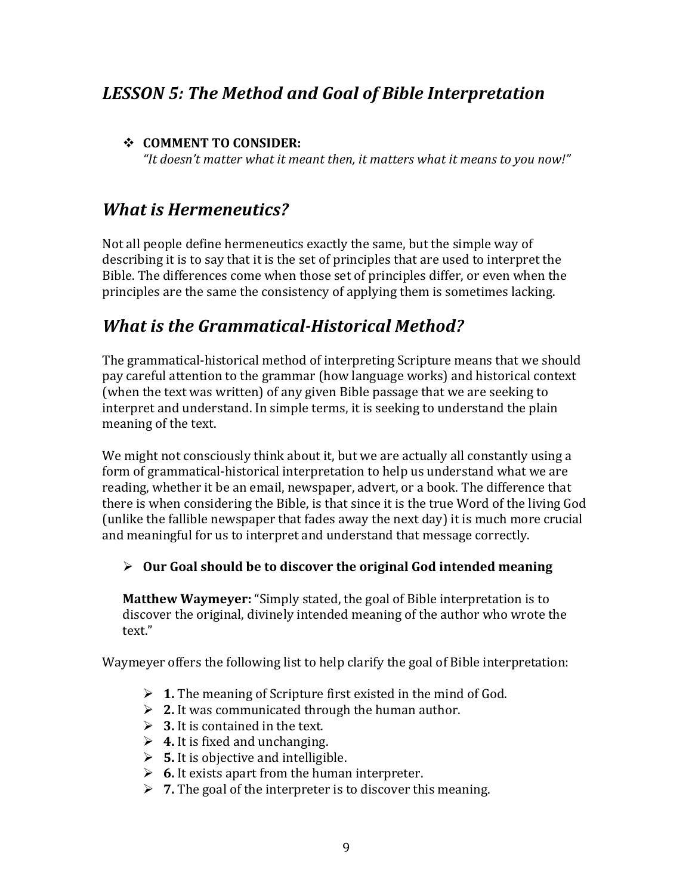## *LESSON 5: The Method and Goal of Bible Interpretation*

- **COMMENT TO CONSIDER:**
  *"It doesn't matter what it meant then, it matters what it means to you now!"*

## *What is Hermeneutics?*

Not all people define hermeneutics exactly the same, but the simple way of describing it is to say that it is the set of principles that are used to interpret the Bible. The differences come when those set of principles differ, or even when the principles are the same the consistency of applying them is sometimes lacking.

## *What is the Grammatical-Historical Method?*

The grammatical-historical method of interpreting Scripture means that we should pay careful attention to the grammar (how language works) and historical context (when the text was written) of any given Bible passage that we are seeking to interpret and understand. In simple terms, it is seeking to understand the plain meaning of the text.

We might not consciously think about it, but we are actually all constantly using a form of grammatical-historical interpretation to help us understand what we are reading, whether it be an email, newspaper, advert, or a book. The difference that there is when considering the Bible, is that since it is the true Word of the living God (unlike the fallible newspaper that fades away the next day) it is much more crucial and meaningful for us to interpret and understand that message correctly.

- **Our Goal should be to discover the original God intended meaning**

  **Matthew Waymeyer:** "Simply stated, the goal of Bible interpretation is to discover the original, divinely intended meaning of the author who wrote the text."

Waymeyer offers the following list to help clarify the goal of Bible interpretation:

- **1.** The meaning of Scripture first existed in the mind of God.
- **2.** It was communicated through the human author.
- **3.** It is contained in the text.
- **4.** It is fixed and unchanging.
- **5.** It is objective and intelligible.
- **6.** It exists apart from the human interpreter.
- **7.** The goal of the interpreter is to discover this meaning.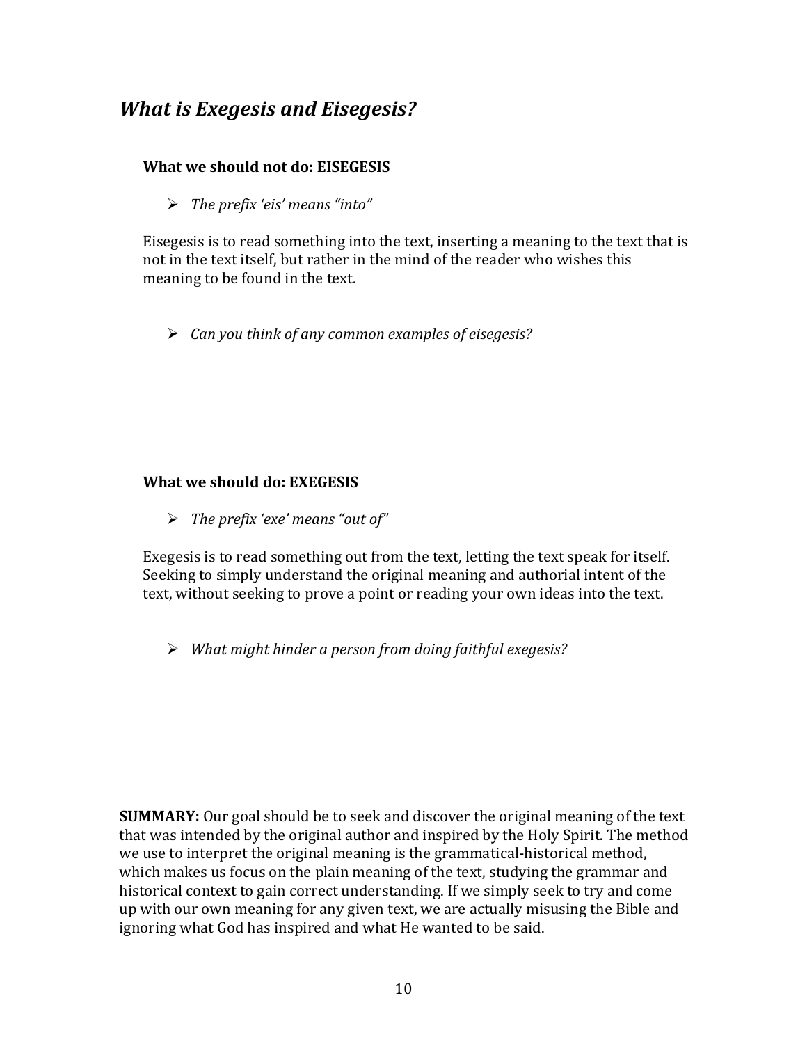## *What is Exegesis and Eisegesis?*

**What we should not do: EISEGESIS**

- *The prefix 'eis' means "into"*

Eisegesis is to read something into the text, inserting a meaning to the text that is not in the text itself, but rather in the mind of the reader who wishes this meaning to be found in the text.

- *Can you think of any common examples of eisegesis?*

**What we should do: EXEGESIS**

- *The prefix 'exe' means "out of"*

Exegesis is to read something out from the text, letting the text speak for itself. Seeking to simply understand the original meaning and authorial intent of the text, without seeking to prove a point or reading your own ideas into the text.

- *What might hinder a person from doing faithful exegesis?*

**SUMMARY:** Our goal should be to seek and discover the original meaning of the text that was intended by the original author and inspired by the Holy Spirit. The method we use to interpret the original meaning is the grammatical-historical method, which makes us focus on the plain meaning of the text, studying the grammar and historical context to gain correct understanding. If we simply seek to try and come up with our own meaning for any given text, we are actually misusing the Bible and ignoring what God has inspired and what He wanted to be said.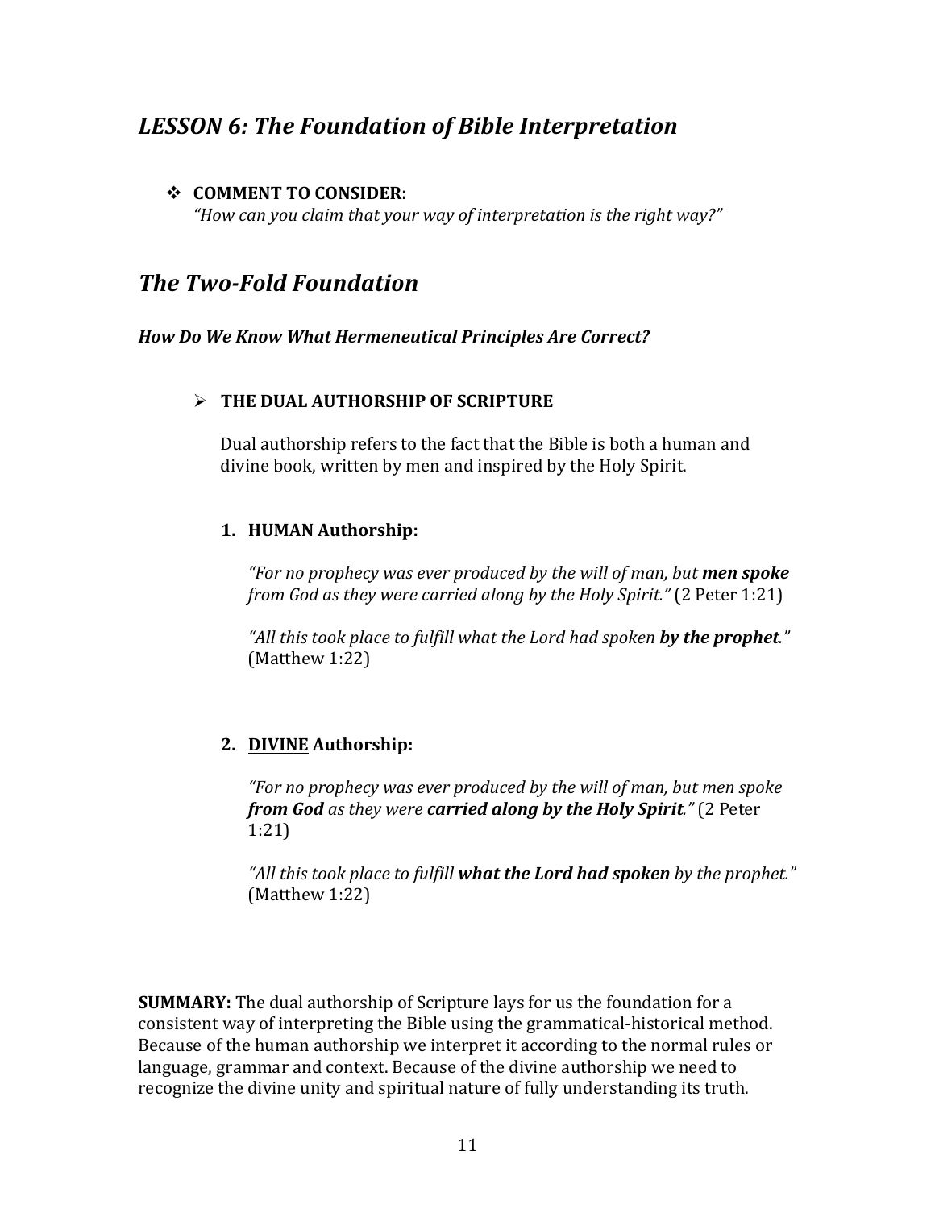## *LESSON 6: The Foundation of Bible Interpretation*

- **COMMENT TO CONSIDER:**
  *"How can you claim that your way of interpretation is the right way?"*

## *The Two-Fold Foundation*

### ***How Do We Know What Hermeneutical Principles Are Correct?***

- **THE DUAL AUTHORSHIP OF SCRIPTURE**

  Dual authorship refers to the fact that the Bible is both a human and divine book, written by men and inspired by the Holy Spirit.

  1. **HUMAN Authorship:**

     *"For no prophecy was ever produced by the will of man, but **men spoke** from God as they were carried along by the Holy Spirit."* (2 Peter 1:21)

     *"All this took place to fulfill what the Lord had spoken **by the prophet**."* (Matthew 1:22)

  2. **DIVINE Authorship:**

     *"For no prophecy was ever produced by the will of man, but men spoke **from God** as they were **carried along by the Holy Spirit**."* (2 Peter 1:21)

     *"All this took place to fulfill **what the Lord had spoken** by the prophet."* (Matthew 1:22)

**SUMMARY:** The dual authorship of Scripture lays for us the foundation for a consistent way of interpreting the Bible using the grammatical-historical method. Because of the human authorship we interpret it according to the normal rules or language, grammar and context. Because of the divine authorship we need to recognize the divine unity and spiritual nature of fully understanding its truth.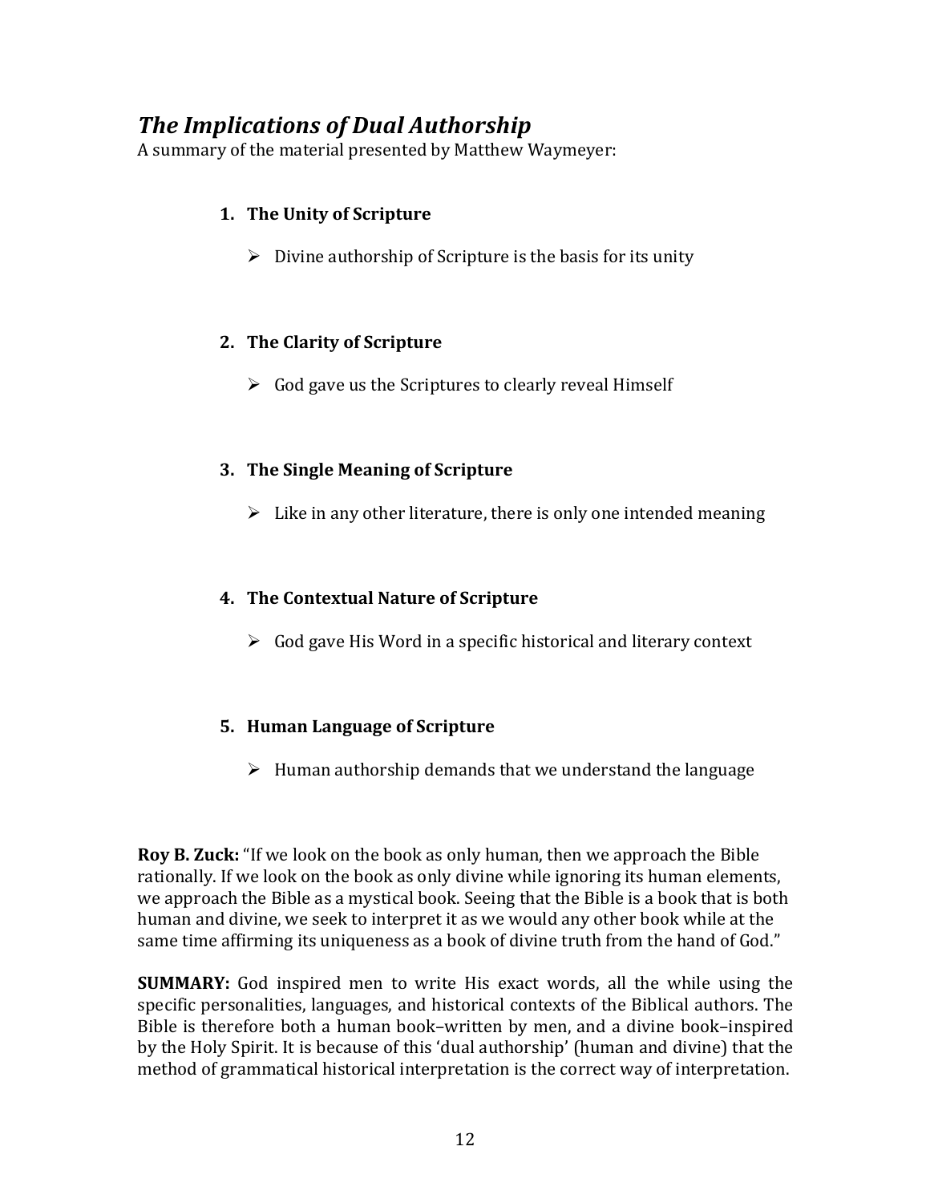## *The Implications of Dual Authorship*

A summary of the material presented by Matthew Waymeyer:

1. **The Unity of Scripture**
   - Divine authorship of Scripture is the basis for its unity

2. **The Clarity of Scripture**
   - God gave us the Scriptures to clearly reveal Himself

3. **The Single Meaning of Scripture**
   - Like in any other literature, there is only one intended meaning

4. **The Contextual Nature of Scripture**
   - God gave His Word in a specific historical and literary context

5. **Human Language of Scripture**
   - Human authorship demands that we understand the language

**Roy B. Zuck:** "If we look on the book as only human, then we approach the Bible rationally. If we look on the book as only divine while ignoring its human elements, we approach the Bible as a mystical book. Seeing that the Bible is a book that is both human and divine, we seek to interpret it as we would any other book while at the same time affirming its uniqueness as a book of divine truth from the hand of God."

**SUMMARY:** God inspired men to write His exact words, all the while using the specific personalities, languages, and historical contexts of the Biblical authors. The Bible is therefore both a human book–written by men, and a divine book–inspired by the Holy Spirit. It is because of this 'dual authorship' (human and divine) that the method of grammatical historical interpretation is the correct way of interpretation.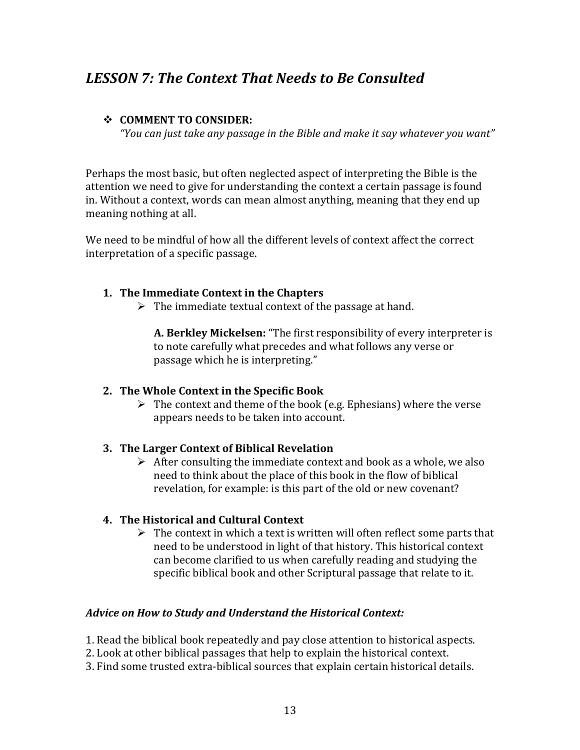## *LESSON 7: The Context That Needs to Be Consulted*

❖ **COMMENT TO CONSIDER:**
*"You can just take any passage in the Bible and make it say whatever you want"*

Perhaps the most basic, but often neglected aspect of interpreting the Bible is the attention we need to give for understanding the context a certain passage is found in. Without a context, words can mean almost anything, meaning that they end up meaning nothing at all.

We need to be mindful of how all the different levels of context affect the correct interpretation of a specific passage.

1. **The Immediate Context in the Chapters**
   - The immediate textual context of the passage at hand.

     **A. Berkley Mickelsen:** "The first responsibility of every interpreter is to note carefully what precedes and what follows any verse or passage which he is interpreting."

2. **The Whole Context in the Specific Book**
   - The context and theme of the book (e.g. Ephesians) where the verse appears needs to be taken into account.

3. **The Larger Context of Biblical Revelation**
   - After consulting the immediate context and book as a whole, we also need to think about the place of this book in the flow of biblical revelation, for example: is this part of the old or new covenant?

4. **The Historical and Cultural Context**
   - The context in which a text is written will often reflect some parts that need to be understood in light of that history. This historical context can become clarified to us when carefully reading and studying the specific biblical book and other Scriptural passage that relate to it.

***Advice on How to Study and Understand the Historical Context:***

1. Read the biblical book repeatedly and pay close attention to historical aspects.
2. Look at other biblical passages that help to explain the historical context.
3. Find some trusted extra-biblical sources that explain certain historical details.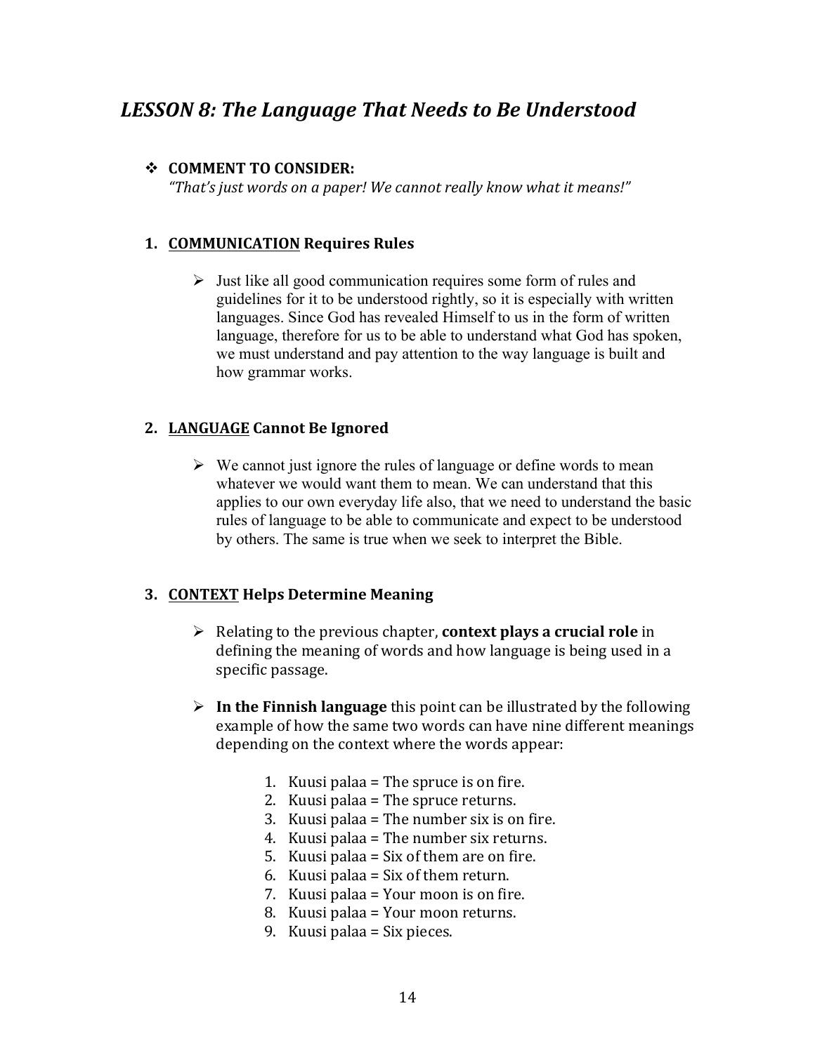## *LESSON 8: The Language That Needs to Be Understood*

❖ **COMMENT TO CONSIDER:**
*"That's just words on a paper! We cannot really know what it means!"*

### 1. <u>COMMUNICATION</u> Requires Rules

- Just like all good communication requires some form of rules and guidelines for it to be understood rightly, so it is especially with written languages. Since God has revealed Himself to us in the form of written language, therefore for us to be able to understand what God has spoken, we must understand and pay attention to the way language is built and how grammar works.

### 2. <u>LANGUAGE</u> Cannot Be Ignored

- We cannot just ignore the rules of language or define words to mean whatever we would want them to mean. We can understand that this applies to our own everyday life also, that we need to understand the basic rules of language to be able to communicate and expect to be understood by others. The same is true when we seek to interpret the Bible.

### 3. <u>CONTEXT</u> Helps Determine Meaning

- Relating to the previous chapter, **context plays a crucial role** in defining the meaning of words and how language is being used in a specific passage.

- **In the Finnish language** this point can be illustrated by the following example of how the same two words can have nine different meanings depending on the context where the words appear:

  1. Kuusi palaa = The spruce is on fire.
  2. Kuusi palaa = The spruce returns.
  3. Kuusi palaa = The number six is on fire.
  4. Kuusi palaa = The number six returns.
  5. Kuusi palaa = Six of them are on fire.
  6. Kuusi palaa = Six of them return.
  7. Kuusi palaa = Your moon is on fire.
  8. Kuusi palaa = Your moon returns.
  9. Kuusi palaa = Six pieces.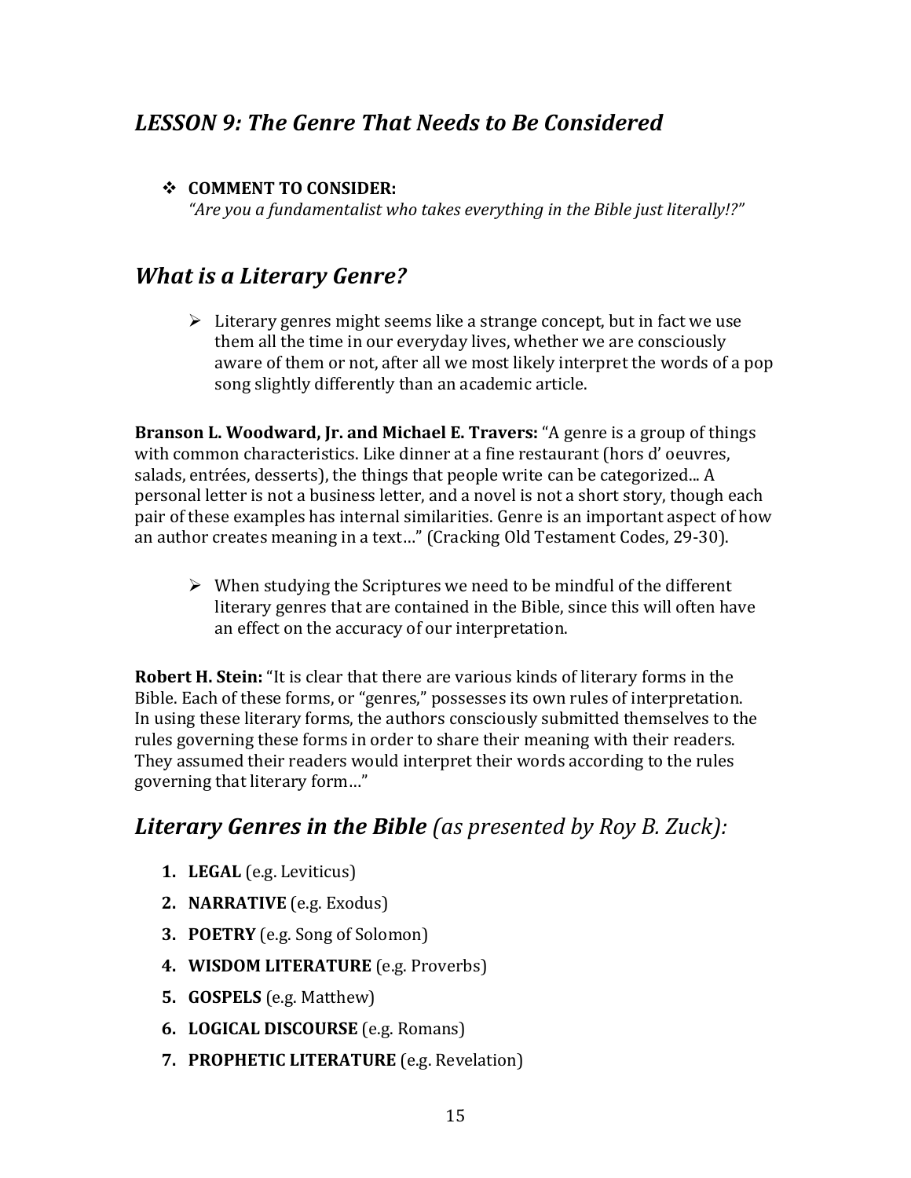## *LESSON 9: The Genre That Needs to Be Considered*

- **COMMENT TO CONSIDER:**
  *"Are you a fundamentalist who takes everything in the Bible just literally!?"*

## *What is a Literary Genre?*

- Literary genres might seems like a strange concept, but in fact we use them all the time in our everyday lives, whether we are consciously aware of them or not, after all we most likely interpret the words of a pop song slightly differently than an academic article.

**Branson L. Woodward, Jr. and Michael E. Travers:** "A genre is a group of things with common characteristics. Like dinner at a fine restaurant (hors d' oeuvres, salads, entrées, desserts), the things that people write can be categorized... A personal letter is not a business letter, and a novel is not a short story, though each pair of these examples has internal similarities. Genre is an important aspect of how an author creates meaning in a text…" (Cracking Old Testament Codes, 29-30).

- When studying the Scriptures we need to be mindful of the different literary genres that are contained in the Bible, since this will often have an effect on the accuracy of our interpretation.

**Robert H. Stein:** "It is clear that there are various kinds of literary forms in the Bible. Each of these forms, or "genres," possesses its own rules of interpretation. In using these literary forms, the authors consciously submitted themselves to the rules governing these forms in order to share their meaning with their readers. They assumed their readers would interpret their words according to the rules governing that literary form…"

## *Literary Genres in the Bible (as presented by Roy B. Zuck):*

1. **LEGAL** (e.g. Leviticus)
2. **NARRATIVE** (e.g. Exodus)
3. **POETRY** (e.g. Song of Solomon)
4. **WISDOM LITERATURE** (e.g. Proverbs)
5. **GOSPELS** (e.g. Matthew)
6. **LOGICAL DISCOURSE** (e.g. Romans)
7. **PROPHETIC LITERATURE** (e.g. Revelation)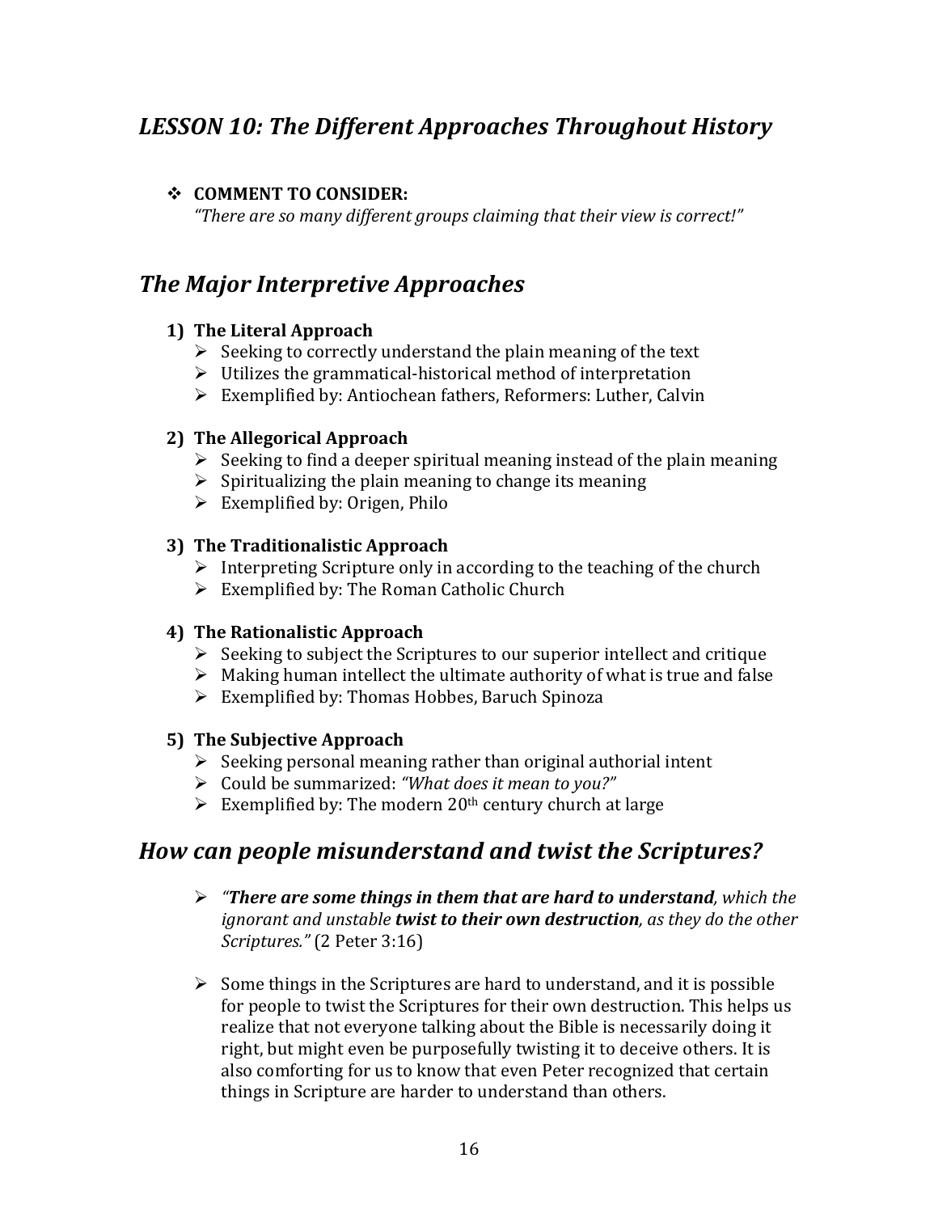## *LESSON 10: The Different Approaches Throughout History*

- **COMMENT TO CONSIDER:**
  *"There are so many different groups claiming that their view is correct!"*

## *The Major Interpretive Approaches*

1) **The Literal Approach**
   - Seeking to correctly understand the plain meaning of the text
   - Utilizes the grammatical-historical method of interpretation
   - Exemplified by: Antiochean fathers, Reformers: Luther, Calvin

2) **The Allegorical Approach**
   - Seeking to find a deeper spiritual meaning instead of the plain meaning
   - Spiritualizing the plain meaning to change its meaning
   - Exemplified by: Origen, Philo

3) **The Traditionalistic Approach**
   - Interpreting Scripture only in according to the teaching of the church
   - Exemplified by: The Roman Catholic Church

4) **The Rationalistic Approach**
   - Seeking to subject the Scriptures to our superior intellect and critique
   - Making human intellect the ultimate authority of what is true and false
   - Exemplified by: Thomas Hobbes, Baruch Spinoza

5) **The Subjective Approach**
   - Seeking personal meaning rather than original authorial intent
   - Could be summarized: *"What does it mean to you?"*
   - Exemplified by: The modern 20th century church at large

## *How can people misunderstand and twist the Scriptures?*

- *"**There are some things in them that are hard to understand**, which the ignorant and unstable **twist to their own destruction**, as they do the other Scriptures."* (2 Peter 3:16)

- Some things in the Scriptures are hard to understand, and it is possible for people to twist the Scriptures for their own destruction. This helps us realize that not everyone talking about the Bible is necessarily doing it right, but might even be purposefully twisting it to deceive others. It is also comforting for us to know that even Peter recognized that certain things in Scripture are harder to understand than others.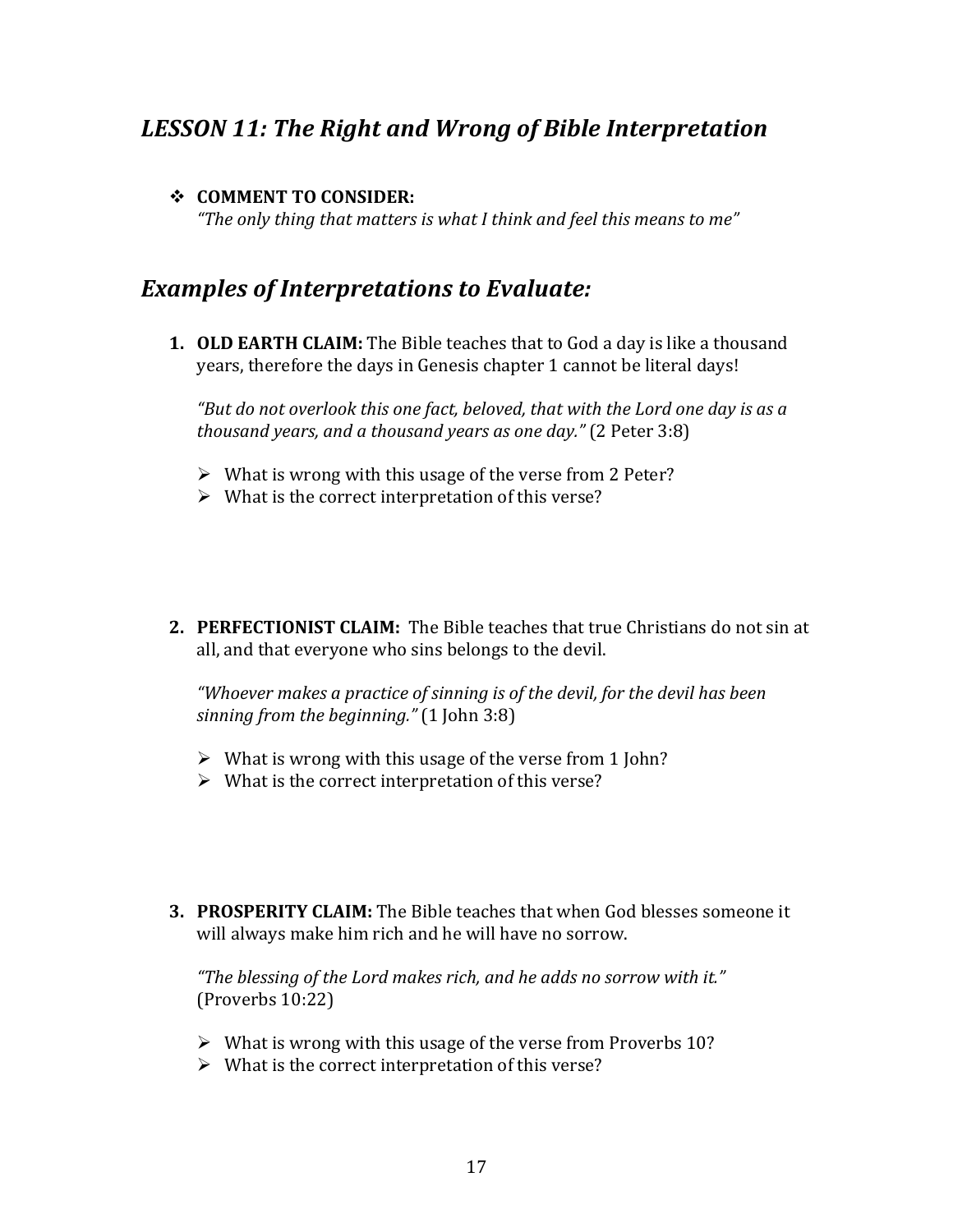## *LESSON 11: The Right and Wrong of Bible Interpretation*

- **COMMENT TO CONSIDER:**
  *"The only thing that matters is what I think and feel this means to me"*

## *Examples of Interpretations to Evaluate:*

1. **OLD EARTH CLAIM:** The Bible teaches that to God a day is like a thousand years, therefore the days in Genesis chapter 1 cannot be literal days!

   *"But do not overlook this one fact, beloved, that with the Lord one day is as a thousand years, and a thousand years as one day."* (2 Peter 3:8)

   - What is wrong with this usage of the verse from 2 Peter?
   - What is the correct interpretation of this verse?

2. **PERFECTIONIST CLAIM:** The Bible teaches that true Christians do not sin at all, and that everyone who sins belongs to the devil.

   *"Whoever makes a practice of sinning is of the devil, for the devil has been sinning from the beginning."* (1 John 3:8)

   - What is wrong with this usage of the verse from 1 John?
   - What is the correct interpretation of this verse?

3. **PROSPERITY CLAIM:** The Bible teaches that when God blesses someone it will always make him rich and he will have no sorrow.

   *"The blessing of the Lord makes rich, and he adds no sorrow with it."* (Proverbs 10:22)

   - What is wrong with this usage of the verse from Proverbs 10?
   - What is the correct interpretation of this verse?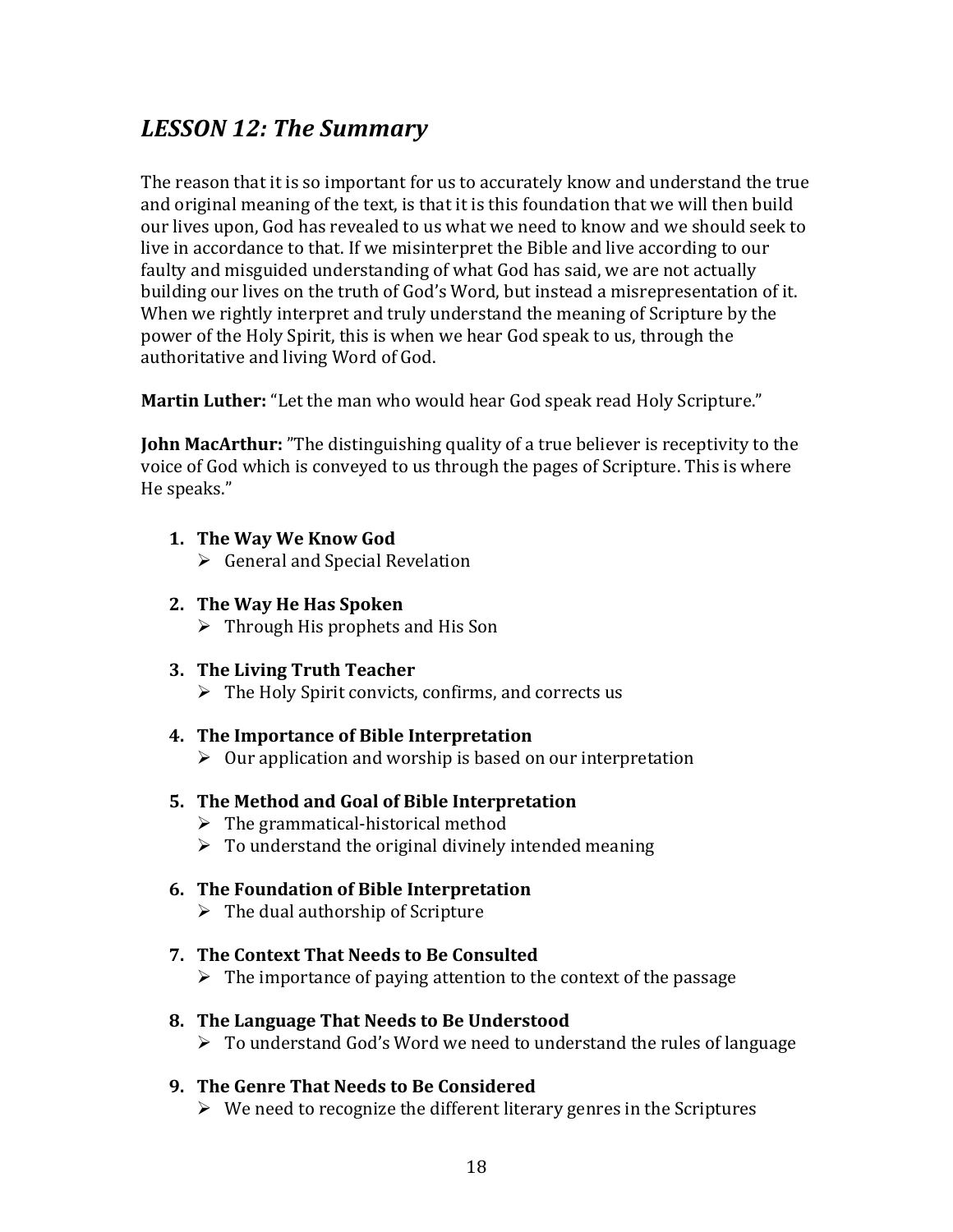## *LESSON 12: The Summary*

The reason that it is so important for us to accurately know and understand the true and original meaning of the text, is that it is this foundation that we will then build our lives upon, God has revealed to us what we need to know and we should seek to live in accordance to that. If we misinterpret the Bible and live according to our faulty and misguided understanding of what God has said, we are not actually building our lives on the truth of God's Word, but instead a misrepresentation of it. When we rightly interpret and truly understand the meaning of Scripture by the power of the Holy Spirit, this is when we hear God speak to us, through the authoritative and living Word of God.

**Martin Luther:** "Let the man who would hear God speak read Holy Scripture."

**John MacArthur:** "The distinguishing quality of a true believer is receptivity to the voice of God which is conveyed to us through the pages of Scripture. This is where He speaks."

1. **The Way We Know God**
   - General and Special Revelation

2. **The Way He Has Spoken**
   - Through His prophets and His Son

3. **The Living Truth Teacher**
   - The Holy Spirit convicts, confirms, and corrects us

4. **The Importance of Bible Interpretation**
   - Our application and worship is based on our interpretation

5. **The Method and Goal of Bible Interpretation**
   - The grammatical-historical method
   - To understand the original divinely intended meaning

6. **The Foundation of Bible Interpretation**
   - The dual authorship of Scripture

7. **The Context That Needs to Be Consulted**
   - The importance of paying attention to the context of the passage

8. **The Language That Needs to Be Understood**
   - To understand God's Word we need to understand the rules of language

9. **The Genre That Needs to Be Considered**
   - We need to recognize the different literary genres in the Scriptures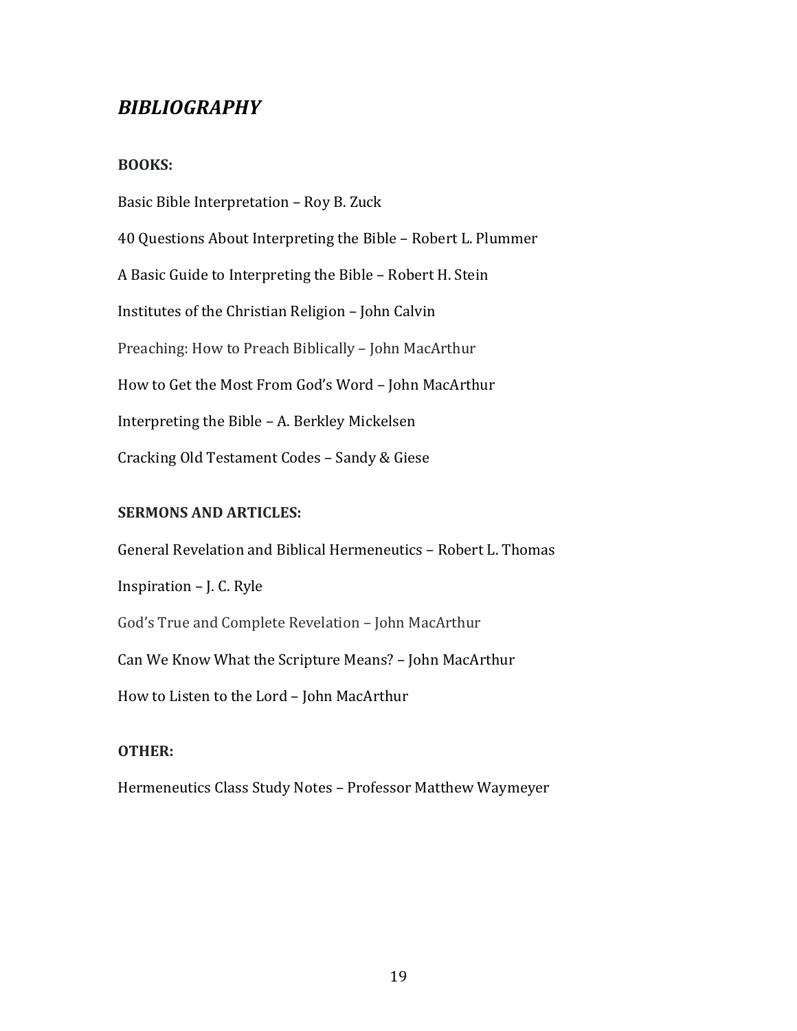## *BIBLIOGRAPHY*

**BOOKS:**

Basic Bible Interpretation – Roy B. Zuck

40 Questions About Interpreting the Bible – Robert L. Plummer

A Basic Guide to Interpreting the Bible – Robert H. Stein

Institutes of the Christian Religion – John Calvin

Preaching: How to Preach Biblically – John MacArthur

How to Get the Most From God's Word – John MacArthur

Interpreting the Bible – A. Berkley Mickelsen

Cracking Old Testament Codes – Sandy & Giese

**SERMONS AND ARTICLES:**

General Revelation and Biblical Hermeneutics – Robert L. Thomas

Inspiration – J. C. Ryle

God's True and Complete Revelation – John MacArthur

Can We Know What the Scripture Means? – John MacArthur

How to Listen to the Lord – John MacArthur

**OTHER:**

Hermeneutics Class Study Notes – Professor Matthew Waymeyer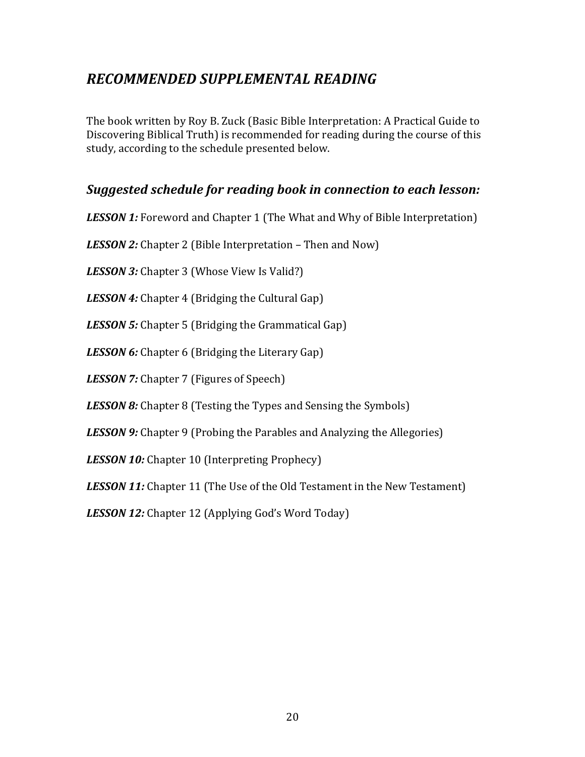## *RECOMMENDED SUPPLEMENTAL READING*

The book written by Roy B. Zuck (Basic Bible Interpretation: A Practical Guide to Discovering Biblical Truth) is recommended for reading during the course of this study, according to the schedule presented below.

### *Suggested schedule for reading book in connection to each lesson:*

***LESSON 1:*** Foreword and Chapter 1 (The What and Why of Bible Interpretation)

***LESSON 2:*** Chapter 2 (Bible Interpretation – Then and Now)

***LESSON 3:*** Chapter 3 (Whose View Is Valid?)

***LESSON 4:*** Chapter 4 (Bridging the Cultural Gap)

***LESSON 5:*** Chapter 5 (Bridging the Grammatical Gap)

***LESSON 6:*** Chapter 6 (Bridging the Literary Gap)

***LESSON 7:*** Chapter 7 (Figures of Speech)

***LESSON 8:*** Chapter 8 (Testing the Types and Sensing the Symbols)

***LESSON 9:*** Chapter 9 (Probing the Parables and Analyzing the Allegories)

***LESSON 10:*** Chapter 10 (Interpreting Prophecy)

***LESSON 11:*** Chapter 11 (The Use of the Old Testament in the New Testament)

***LESSON 12:*** Chapter 12 (Applying God's Word Today)